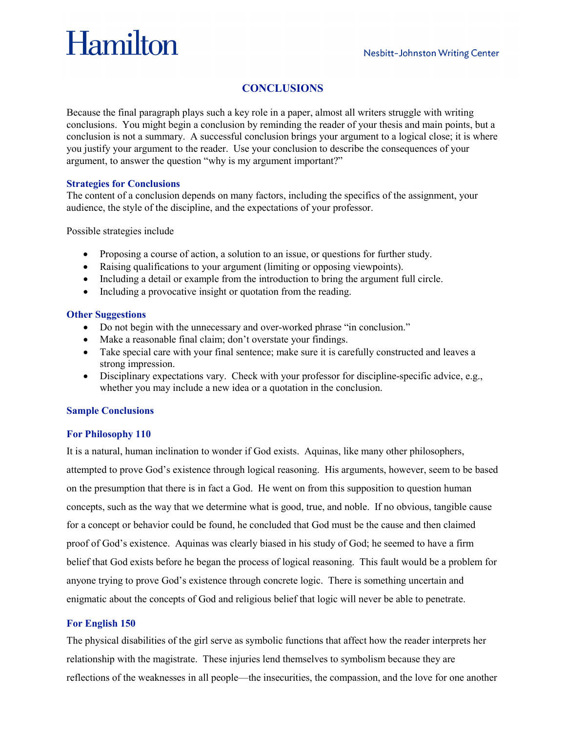# CONCLUSIONS

Because the final paragraph plays such a key role in a paper, almost all writers struggle with writing conclusions. You might begin a conclusion by reminding the reader of your thesis and main points, but a conclusion is not a summary. A successful conclusion brings your argument to a logical close; it is where you justify your argument to the reader. Use your conclusion to describe the consequences of your argument, to answer the question "why is my argument important?"

## Strategies for Conclusions

The content of a conclusion depends on many factors, including the specifics of the assignment, your audience, the style of the discipline, and the expectations of your professor.

Possible strategies include

- Proposing a course of action, a solution to an issue, or questions for further study.
- Raising qualifications to your argument (limiting or opposing viewpoints).
- Including a detail or example from the introduction to bring the argument full circle.
- Including a provocative insight or quotation from the reading.

## Other Suggestions

- Do not begin with the unnecessary and over-worked phrase "in conclusion."
- Make a reasonable final claim; don't overstate your findings.
- Take special care with your final sentence; make sure it is carefully constructed and leaves a strong impression.
- Disciplinary expectations vary. Check with your professor for discipline-specific advice, e.g., whether you may include a new idea or a quotation in the conclusion.

## Sample Conclusions

### For Philosophy 110

It is a natural, human inclination to wonder if God exists. Aquinas, like many other philosophers, attempted to prove God's existence through logical reasoning. His arguments, however, seem to be based on the presumption that there is in fact a God. He went on from this supposition to question human concepts, such as the way that we determine what is good, true, and noble. If no obvious, tangible cause for a concept or behavior could be found, he concluded that God must be the cause and then claimed proof of God's existence. Aquinas was clearly biased in his study of God; he seemed to have a firm belief that God exists before he began the process of logical reasoning. This fault would be a problem for anyone trying to prove God's existence through concrete logic. There is something uncertain and enigmatic about the concepts of God and religious belief that logic will never be able to penetrate.

### For English 150

The physical disabilities of the girl serve as symbolic functions that affect how the reader interprets her relationship with the magistrate. These injuries lend themselves to symbolism because they are reflections of the weaknesses in all people—the insecurities, the compassion, and the love for one another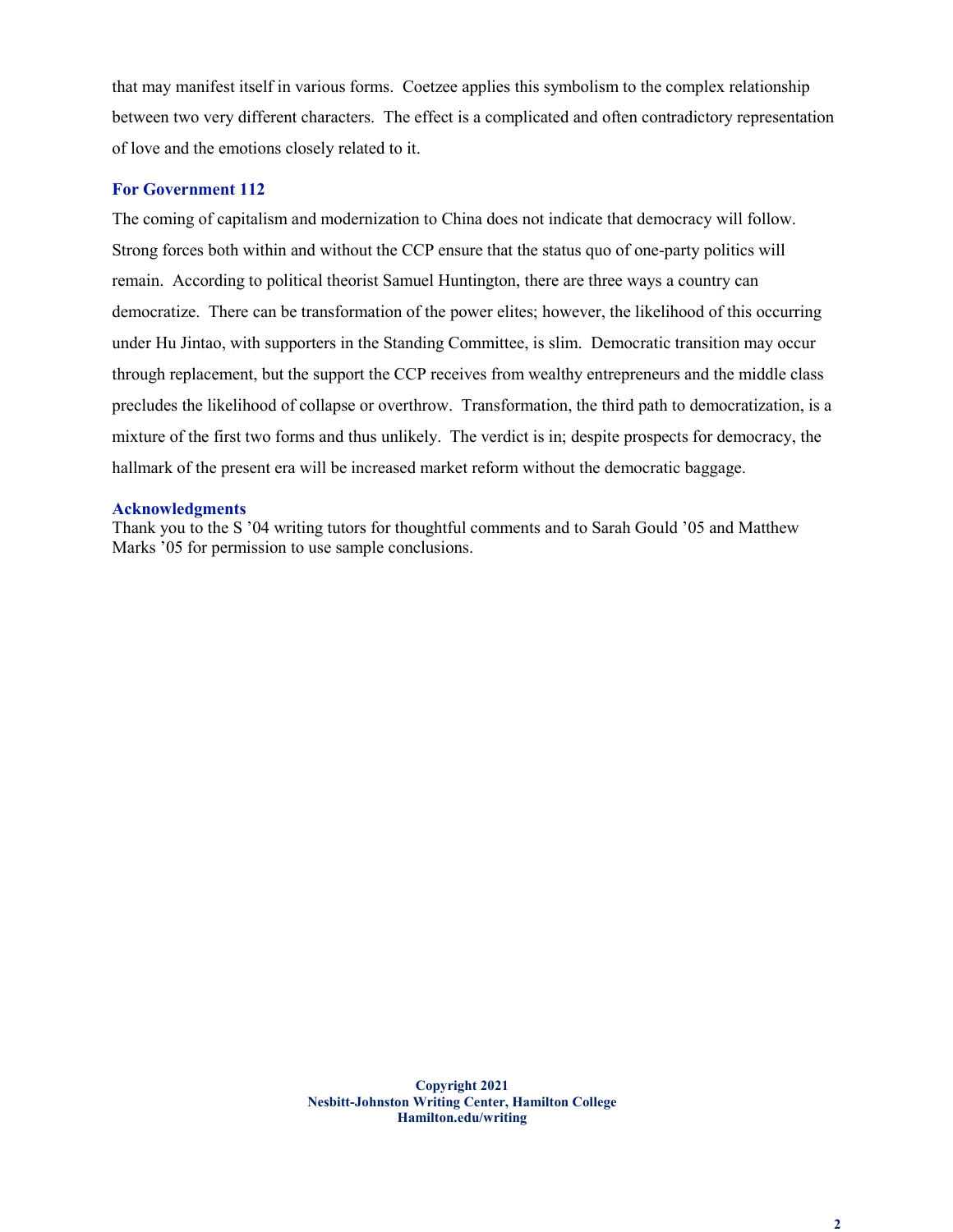that may manifest itself in various forms. Coetzee applies this symbolism to the complex relationship between two very different characters. The effect is a complicated and often contradictory representation of love and the emotions closely related to it.

### For Government 112

The coming of capitalism and modernization to China does not indicate that democracy will follow. Strong forces both within and without the CCP ensure that the status quo of one-party politics will remain. According to political theorist Samuel Huntington, there are three ways a country can democratize. There can be transformation of the power elites; however, the likelihood of this occurring under Hu Jintao, with supporters in the Standing Committee, is slim. Democratic transition may occur through replacement, but the support the CCP receives from wealthy entrepreneurs and the middle class precludes the likelihood of collapse or overthrow. Transformation, the third path to democratization, is a mixture of the first two forms and thus unlikely. The verdict is in; despite prospects for democracy, the hallmark of the present era will be increased market reform without the democratic baggage.

### Acknowledgments

Thank you to the S ’04 writing tutors for thoughtful comments and to Sarah Gould ’05 and Matthew Marks ’05 for permission to use sample conclusions.

**Copyright 2021**
**Nesbitt-Johnston Writing Center, Hamilton College**
**Hamilton.edu/writing**